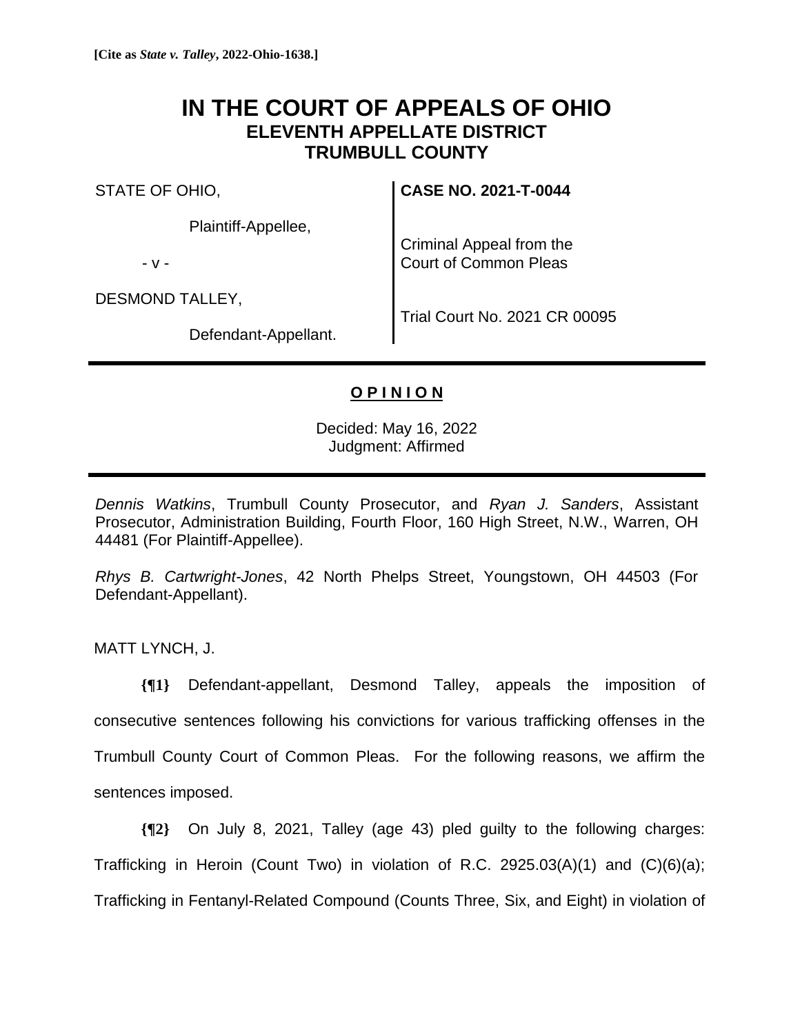**[Cite as *State v. Talley*, 2022-Ohio-1638.]**

# IN THE COURT OF APPEALS OF OHIO
## ELEVENTH APPELLATE DISTRICT
## TRUMBULL COUNTY

| | |
|---|---|
| STATE OF OHIO,<br><br>Plaintiff-Appellee,<br><br>- v -<br><br>DESMOND TALLEY,<br><br>Defendant-Appellant. | **CASE NO. 2021-T-0044**<br><br>Criminal Appeal from the Court of Common Pleas<br><br>Trial Court No. 2021 CR 00095 |

---

**<u>O P I N I O N</u>**

Decided: May 16, 2022
Judgment: Affirmed

---

*Dennis Watkins*, Trumbull County Prosecutor, and *Ryan J. Sanders*, Assistant Prosecutor, Administration Building, Fourth Floor, 160 High Street, N.W., Warren, OH 44481 (For Plaintiff-Appellee).

*Rhys B. Cartwright-Jones*, 42 North Phelps Street, Youngstown, OH 44503 (For Defendant-Appellant).

MATT LYNCH, J.

**{¶1}** Defendant-appellant, Desmond Talley, appeals the imposition of consecutive sentences following his convictions for various trafficking offenses in the Trumbull County Court of Common Pleas. For the following reasons, we affirm the sentences imposed.

**{¶2}** On July 8, 2021, Talley (age 43) pled guilty to the following charges: Trafficking in Heroin (Count Two) in violation of R.C. 2925.03(A)(1) and (C)(6)(a); Trafficking in Fentanyl-Related Compound (Counts Three, Six, and Eight) in violation of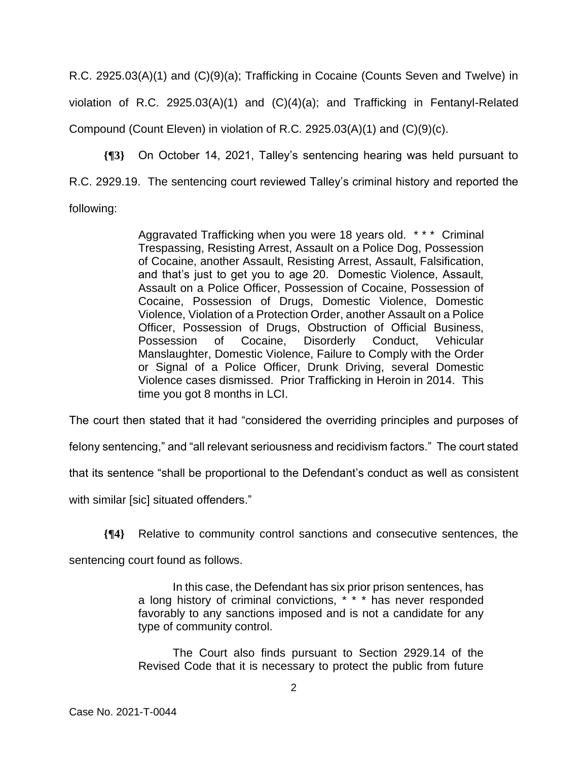R.C. 2925.03(A)(1) and (C)(9)(a); Trafficking in Cocaine (Counts Seven and Twelve) in violation of R.C. 2925.03(A)(1) and (C)(4)(a); and Trafficking in Fentanyl-Related Compound (Count Eleven) in violation of R.C. 2925.03(A)(1) and (C)(9)(c).

**{¶3}** On October 14, 2021, Talley's sentencing hearing was held pursuant to R.C. 2929.19. The sentencing court reviewed Talley's criminal history and reported the following:

> Aggravated Trafficking when you were 18 years old. * * * Criminal Trespassing, Resisting Arrest, Assault on a Police Dog, Possession of Cocaine, another Assault, Resisting Arrest, Assault, Falsification, and that's just to get you to age 20. Domestic Violence, Assault, Assault on a Police Officer, Possession of Cocaine, Possession of Cocaine, Possession of Drugs, Domestic Violence, Domestic Violence, Violation of a Protection Order, another Assault on a Police Officer, Possession of Drugs, Obstruction of Official Business, Possession of Cocaine, Disorderly Conduct, Vehicular Manslaughter, Domestic Violence, Failure to Comply with the Order or Signal of a Police Officer, Drunk Driving, several Domestic Violence cases dismissed. Prior Trafficking in Heroin in 2014. This time you got 8 months in LCI.

The court then stated that it had "considered the overriding principles and purposes of felony sentencing," and "all relevant seriousness and recidivism factors." The court stated that its sentence "shall be proportional to the Defendant's conduct as well as consistent with similar [sic] situated offenders."

**{¶4}** Relative to community control sanctions and consecutive sentences, the sentencing court found as follows.

> In this case, the Defendant has six prior prison sentences, has a long history of criminal convictions, * * * has never responded favorably to any sanctions imposed and is not a candidate for any type of community control.
>
> The Court also finds pursuant to Section 2929.14 of the Revised Code that it is necessary to protect the public from future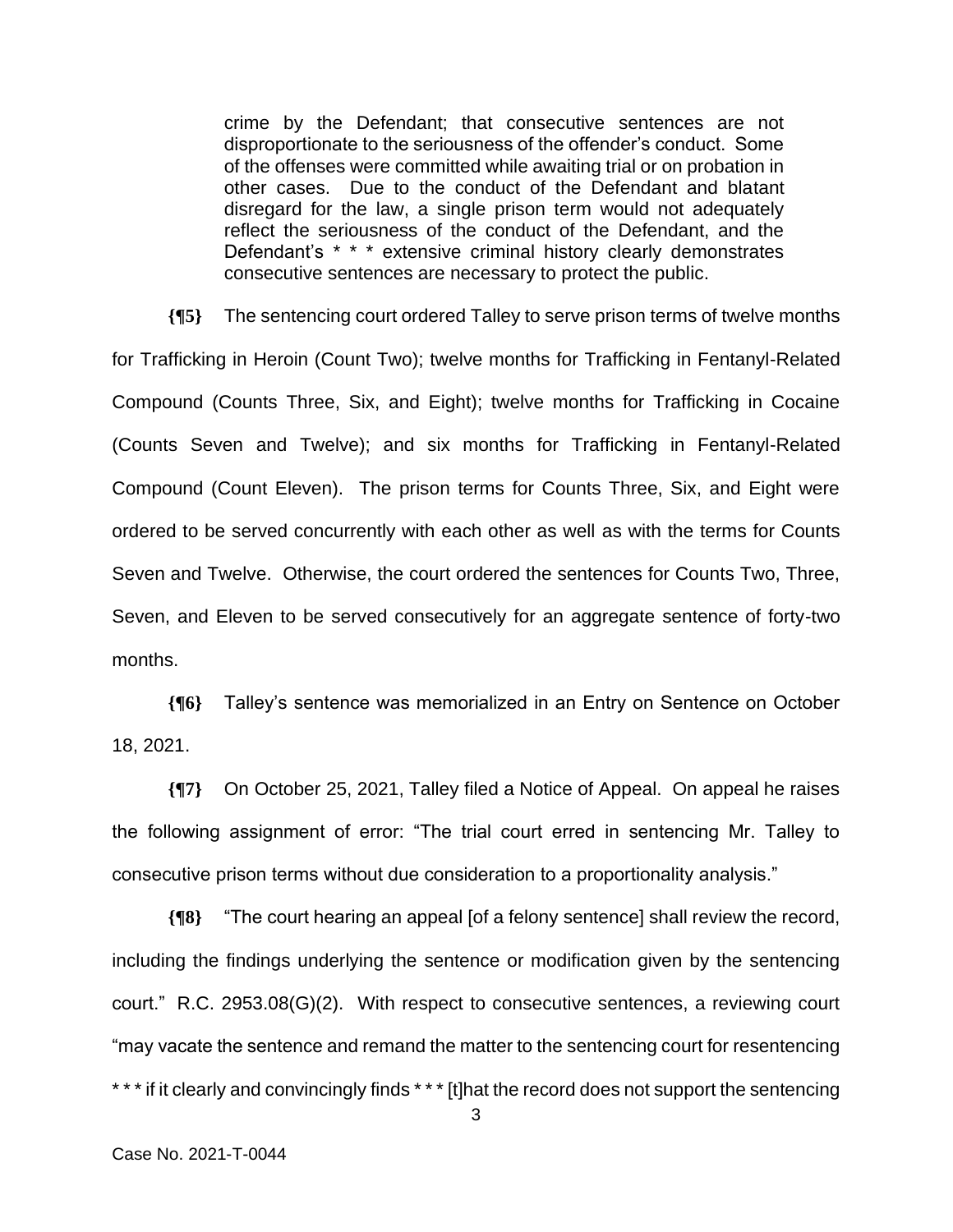> crime by the Defendant; that consecutive sentences are not disproportionate to the seriousness of the offender's conduct. Some of the offenses were committed while awaiting trial or on probation in other cases. Due to the conduct of the Defendant and blatant disregard for the law, a single prison term would not adequately reflect the seriousness of the conduct of the Defendant, and the Defendant's * * * extensive criminal history clearly demonstrates consecutive sentences are necessary to protect the public.

**{¶5}** The sentencing court ordered Talley to serve prison terms of twelve months for Trafficking in Heroin (Count Two); twelve months for Trafficking in Fentanyl-Related Compound (Counts Three, Six, and Eight); twelve months for Trafficking in Cocaine (Counts Seven and Twelve); and six months for Trafficking in Fentanyl-Related Compound (Count Eleven). The prison terms for Counts Three, Six, and Eight were ordered to be served concurrently with each other as well as with the terms for Counts Seven and Twelve. Otherwise, the court ordered the sentences for Counts Two, Three, Seven, and Eleven to be served consecutively for an aggregate sentence of forty-two months.

**{¶6}** Talley's sentence was memorialized in an Entry on Sentence on October 18, 2021.

**{¶7}** On October 25, 2021, Talley filed a Notice of Appeal. On appeal he raises the following assignment of error: "The trial court erred in sentencing Mr. Talley to consecutive prison terms without due consideration to a proportionality analysis."

**{¶8}** "The court hearing an appeal [of a felony sentence] shall review the record, including the findings underlying the sentence or modification given by the sentencing court." R.C. 2953.08(G)(2). With respect to consecutive sentences, a reviewing court "may vacate the sentence and remand the matter to the sentencing court for resentencing * * * if it clearly and convincingly finds * * * [t]hat the record does not support the sentencing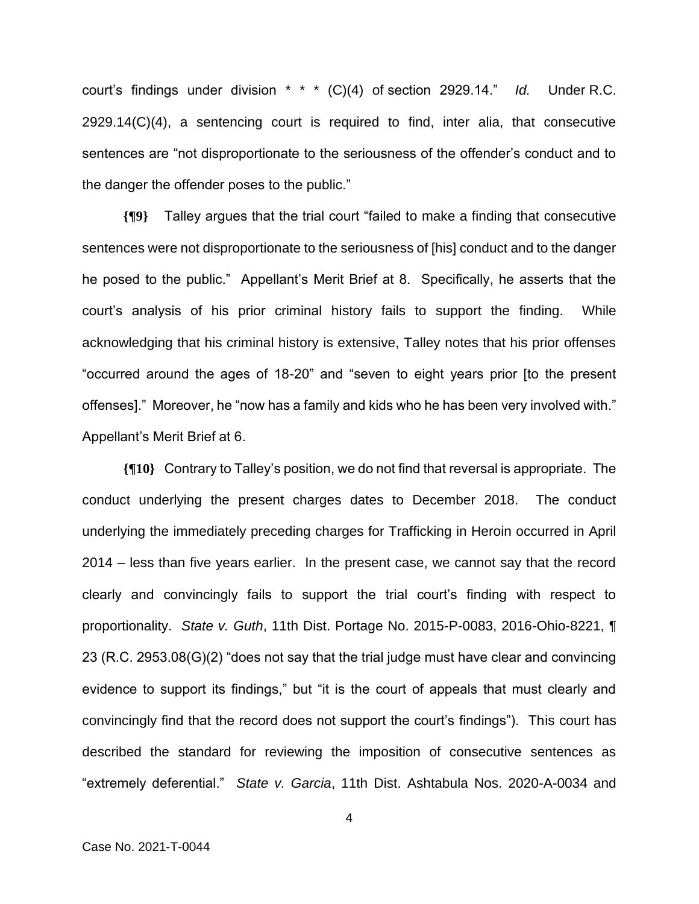court's findings under division * * * (C)(4) of section 2929.14." *Id.* Under R.C. 2929.14(C)(4), a sentencing court is required to find, inter alia, that consecutive sentences are "not disproportionate to the seriousness of the offender's conduct and to the danger the offender poses to the public."

**{¶9}** Talley argues that the trial court "failed to make a finding that consecutive sentences were not disproportionate to the seriousness of [his] conduct and to the danger he posed to the public." Appellant's Merit Brief at 8. Specifically, he asserts that the court's analysis of his prior criminal history fails to support the finding. While acknowledging that his criminal history is extensive, Talley notes that his prior offenses "occurred around the ages of 18-20" and "seven to eight years prior [to the present offenses]." Moreover, he "now has a family and kids who he has been very involved with." Appellant's Merit Brief at 6.

**{¶10}** Contrary to Talley's position, we do not find that reversal is appropriate. The conduct underlying the present charges dates to December 2018. The conduct underlying the immediately preceding charges for Trafficking in Heroin occurred in April 2014 – less than five years earlier. In the present case, we cannot say that the record clearly and convincingly fails to support the trial court's finding with respect to proportionality. *State v. Guth*, 11th Dist. Portage No. 2015-P-0083, 2016-Ohio-8221, ¶ 23 (R.C. 2953.08(G)(2) "does not say that the trial judge must have clear and convincing evidence to support its findings," but "it is the court of appeals that must clearly and convincingly find that the record does not support the court's findings"). This court has described the standard for reviewing the imposition of consecutive sentences as "extremely deferential." *State v. Garcia*, 11th Dist. Ashtabula Nos. 2020-A-0034 and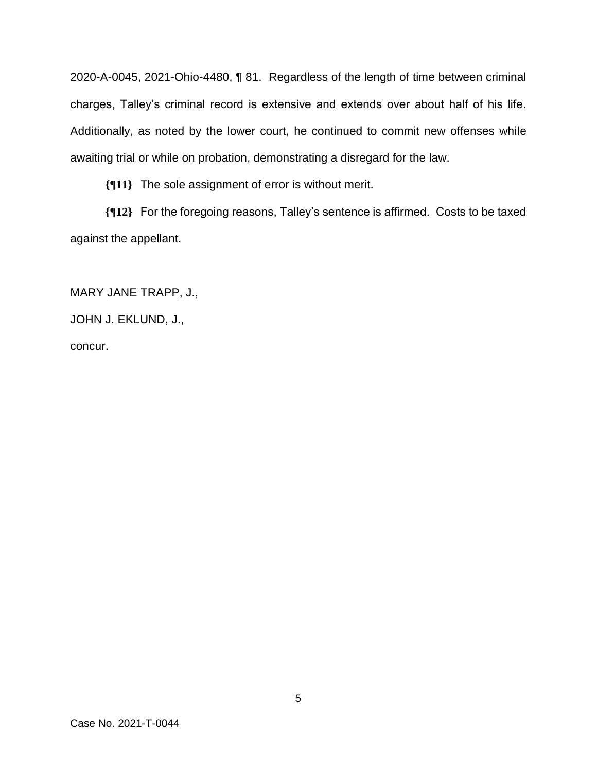2020-A-0045, 2021-Ohio-4480, ¶ 81. Regardless of the length of time between criminal charges, Talley's criminal record is extensive and extends over about half of his life. Additionally, as noted by the lower court, he continued to commit new offenses while awaiting trial or while on probation, demonstrating a disregard for the law.

**{¶11}** The sole assignment of error is without merit.

**{¶12}** For the foregoing reasons, Talley's sentence is affirmed. Costs to be taxed against the appellant.

MARY JANE TRAPP, J.,

JOHN J. EKLUND, J.,

concur.